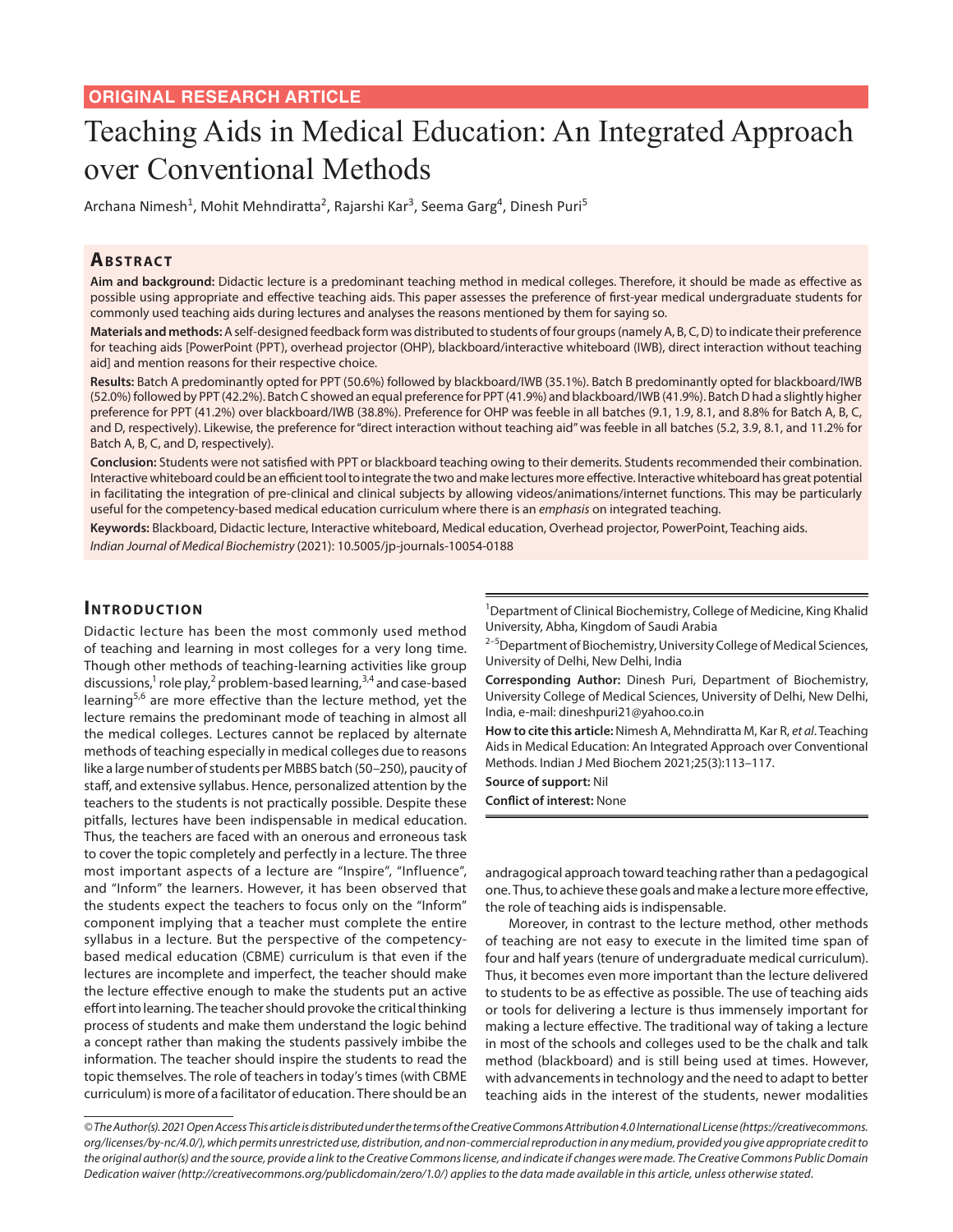ORIGINAL RESEARCH ARTICLE

# Teaching Aids in Medical Education: An Integrated Approach over Conventional Methods

Archana Nimesh[1], Mohit Mehndiratta[2], Rajarshi Kar[3], Seema Garg[4], Dinesh Puri[5]

## Abstract

**Aim and background:** Didactic lecture is a predominant teaching method in medical colleges. Therefore, it should be made as effective as possible using appropriate and effective teaching aids. This paper assesses the preference of first-year medical undergraduate students for commonly used teaching aids during lectures and analyses the reasons mentioned by them for saying so.

**Materials and methods:** A self-designed feedback form was distributed to students of four groups (namely A, B, C, D) to indicate their preference for teaching aids [PowerPoint (PPT), overhead projector (OHP), blackboard/interactive whiteboard (IWB), direct interaction without teaching aid] and mention reasons for their respective choice.

**Results:** Batch A predominantly opted for PPT (50.6%) followed by blackboard/IWB (35.1%). Batch B predominantly opted for blackboard/IWB (52.0%) followed by PPT (42.2%). Batch C showed an equal preference for PPT (41.9%) and blackboard/IWB (41.9%). Batch D had a slightly higher preference for PPT (41.2%) over blackboard/IWB (38.8%). Preference for OHP was feeble in all batches (9.1, 1.9, 8.1, and 8.8% for Batch A, B, C, and D, respectively). Likewise, the preference for "direct interaction without teaching aid" was feeble in all batches (5.2, 3.9, 8.1, and 11.2% for Batch A, B, C, and D, respectively).

**Conclusion:** Students were not satisfied with PPT or blackboard teaching owing to their demerits. Students recommended their combination. Interactive whiteboard could be an efficient tool to integrate the two and make lectures more effective. Interactive whiteboard has great potential in facilitating the integration of pre-clinical and clinical subjects by allowing videos/animations/internet functions. This may be particularly useful for the competency-based medical education curriculum where there is an *emphasis* on integrated teaching.

**Keywords:** Blackboard, Didactic lecture, Interactive whiteboard, Medical education, Overhead projector, PowerPoint, Teaching aids.

*Indian Journal of Medical Biochemistry* (2021): 10.5005/jp-journals-10054-0188

[1]Department of Clinical Biochemistry, College of Medicine, King Khalid University, Abha, Kingdom of Saudi Arabia

[2–5]Department of Biochemistry, University College of Medical Sciences, University of Delhi, New Delhi, India

**Corresponding Author:** Dinesh Puri, Department of Biochemistry, University College of Medical Sciences, University of Delhi, New Delhi, India, e-mail: dineshpuri21@yahoo.co.in

**How to cite this article:** Nimesh A, Mehndiratta M, Kar R, *et al*. Teaching Aids in Medical Education: An Integrated Approach over Conventional Methods. Indian J Med Biochem 2021;25(3):113–117.

**Source of support:** Nil

**Conflict of interest:** None

## Introduction

Didactic lecture has been the most commonly used method of teaching and learning in most colleges for a very long time. Though other methods of teaching-learning activities like group discussions,[1] role play,[2] problem-based learning,[3,4] and case-based learning[5,6] are more effective than the lecture method, yet the lecture remains the predominant mode of teaching in almost all the medical colleges. Lectures cannot be replaced by alternate methods of teaching especially in medical colleges due to reasons like a large number of students per MBBS batch (50–250), paucity of staff, and extensive syllabus. Hence, personalized attention by the teachers to the students is not practically possible. Despite these pitfalls, lectures have been indispensable in medical education. Thus, the teachers are faced with an onerous and erroneous task to cover the topic completely and perfectly in a lecture. The three most important aspects of a lecture are "Inspire", "Influence", and "Inform" the learners. However, it has been observed that the students expect the teachers to focus only on the "Inform" component implying that a teacher must complete the entire syllabus in a lecture. But the perspective of the competency-based medical education (CBME) curriculum is that even if the lectures are incomplete and imperfect, the teacher should make the lecture effective enough to make the students put an active effort into learning. The teacher should provoke the critical thinking process of students and make them understand the logic behind a concept rather than making the students passively imbibe the information. The teacher should inspire the students to read the topic themselves. The role of teachers in today's times (with CBME curriculum) is more of a facilitator of education. There should be an andragogical approach toward teaching rather than a pedagogical one. Thus, to achieve these goals and make a lecture more effective, the role of teaching aids is indispensable.

Moreover, in contrast to the lecture method, other methods of teaching are not easy to execute in the limited time span of four and half years (tenure of undergraduate medical curriculum). Thus, it becomes even more important than the lecture delivered to students to be as effective as possible. The use of teaching aids or tools for delivering a lecture is thus immensely important for making a lecture effective. The traditional way of taking a lecture in most of the schools and colleges used to be the chalk and talk method (blackboard) and is still being used at times. However, with advancements in technology and the need to adapt to better teaching aids in the interest of the students, newer modalities

*© The Author(s). 2021 Open Access This article is distributed under the terms of the Creative Commons Attribution 4.0 International License (https://creativecommons.org/licenses/by-nc/4.0/), which permits unrestricted use, distribution, and non-commercial reproduction in any medium, provided you give appropriate credit to the original author(s) and the source, provide a link to the Creative Commons license, and indicate if changes were made. The Creative Commons Public Domain Dedication waiver (http://creativecommons.org/publicdomain/zero/1.0/) applies to the data made available in this article, unless otherwise stated.*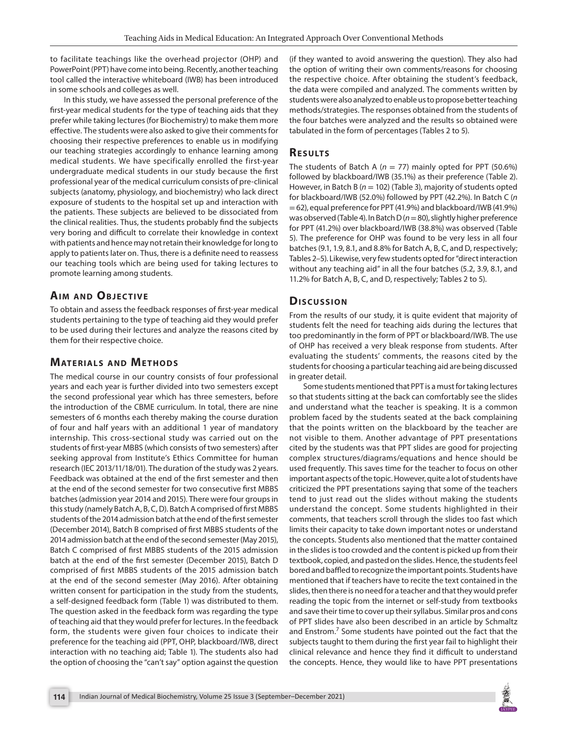to facilitate teachings like the overhead projector (OHP) and PowerPoint (PPT) have come into being. Recently, another teaching tool called the interactive whiteboard (IWB) has been introduced in some schools and colleges as well.

In this study, we have assessed the personal preference of the first-year medical students for the type of teaching aids that they prefer while taking lectures (for Biochemistry) to make them more effective. The students were also asked to give their comments for choosing their respective preferences to enable us in modifying our teaching strategies accordingly to enhance learning among medical students. We have specifically enrolled the first-year undergraduate medical students in our study because the first professional year of the medical curriculum consists of pre-clinical subjects (anatomy, physiology, and biochemistry) who lack direct exposure of students to the hospital set up and interaction with the patients. These subjects are believed to be dissociated from the clinical realities. Thus, the students probably find the subjects very boring and difficult to correlate their knowledge in context with patients and hence may not retain their knowledge for long to apply to patients later on. Thus, there is a definite need to reassess our teaching tools which are being used for taking lectures to promote learning among students.

## Aim and Objective

To obtain and assess the feedback responses of first-year medical students pertaining to the type of teaching aid they would prefer to be used during their lectures and analyze the reasons cited by them for their respective choice.

## Materials and Methods

The medical course in our country consists of four professional years and each year is further divided into two semesters except the second professional year which has three semesters, before the introduction of the CBME curriculum. In total, there are nine semesters of 6 months each thereby making the course duration of four and half years with an additional 1 year of mandatory internship. This cross-sectional study was carried out on the students of first-year MBBS (which consists of two semesters) after seeking approval from Institute's Ethics Committee for human research (IEC 2013/11/18/01). The duration of the study was 2 years. Feedback was obtained at the end of the first semester and then at the end of the second semester for two consecutive first MBBS batches (admission year 2014 and 2015). There were four groups in this study (namely Batch A, B, C, D). Batch A comprised of first MBBS students of the 2014 admission batch at the end of the first semester (December 2014), Batch B comprised of first MBBS students of the 2014 admission batch at the end of the second semester (May 2015), Batch C comprised of first MBBS students of the 2015 admission batch at the end of the first semester (December 2015), Batch D comprised of first MBBS students of the 2015 admission batch at the end of the second semester (May 2016). After obtaining written consent for participation in the study from the students, a self-designed feedback form (Table 1) was distributed to them. The question asked in the feedback form was regarding the type of teaching aid that they would prefer for lectures. In the feedback form, the students were given four choices to indicate their preference for the teaching aid (PPT, OHP, blackboard/IWB, direct interaction with no teaching aid; Table 1). The students also had the option of choosing the "can't say" option against the question (if they wanted to avoid answering the question). They also had the option of writing their own comments/reasons for choosing the respective choice. After obtaining the student's feedback, the data were compiled and analyzed. The comments written by students were also analyzed to enable us to propose better teaching methods/strategies. The responses obtained from the students of the four batches were analyzed and the results so obtained were tabulated in the form of percentages (Tables 2 to 5).

## Results

The students of Batch A ($n = 77$) mainly opted for PPT (50.6%) followed by blackboard/IWB (35.1%) as their preference (Table 2). However, in Batch B ($n = 102$) (Table 3), majority of students opted for blackboard/IWB (52.0%) followed by PPT (42.2%). In Batch C ($n = 62$), equal preference for PPT (41.9%) and blackboard/IWB (41.9%) was observed (Table 4). In Batch D ($n = 80$), slightly higher preference for PPT (41.2%) over blackboard/IWB (38.8%) was observed (Table 5). The preference for OHP was found to be very less in all four batches (9.1, 1.9, 8.1, and 8.8% for Batch A, B, C, and D, respectively; Tables 2–5). Likewise, very few students opted for "direct interaction without any teaching aid" in all the four batches (5.2, 3.9, 8.1, and 11.2% for Batch A, B, C, and D, respectively; Tables 2 to 5).

## Discussion

From the results of our study, it is quite evident that majority of students felt the need for teaching aids during the lectures that too predominantly in the form of PPT or blackboard/IWB. The use of OHP has received a very bleak response from students. After evaluating the students' comments, the reasons cited by the students for choosing a particular teaching aid are being discussed in greater detail.

Some students mentioned that PPT is a must for taking lectures so that students sitting at the back can comfortably see the slides and understand what the teacher is speaking. It is a common problem faced by the students seated at the back complaining that the points written on the blackboard by the teacher are not visible to them. Another advantage of PPT presentations cited by the students was that PPT slides are good for projecting complex structures/diagrams/equations and hence should be used frequently. This saves time for the teacher to focus on other important aspects of the topic. However, quite a lot of students have criticized the PPT presentations saying that some of the teachers tend to just read out the slides without making the students understand the concept. Some students highlighted in their comments, that teachers scroll through the slides too fast which limits their capacity to take down important notes or understand the concepts. Students also mentioned that the matter contained in the slides is too crowded and the content is picked up from their textbook, copied, and pasted on the slides. Hence, the students feel bored and baffled to recognize the important points. Students have mentioned that if teachers have to recite the text contained in the slides, then there is no need for a teacher and that they would prefer reading the topic from the internet or self-study from textbooks and save their time to cover up their syllabus. Similar pros and cons of PPT slides have also been described in an article by Schmaltz and Enstrom.[7] Some students have pointed out the fact that the subjects taught to them during the first year fail to highlight their clinical relevance and hence they find it difficult to understand the concepts. Hence, they would like to have PPT presentations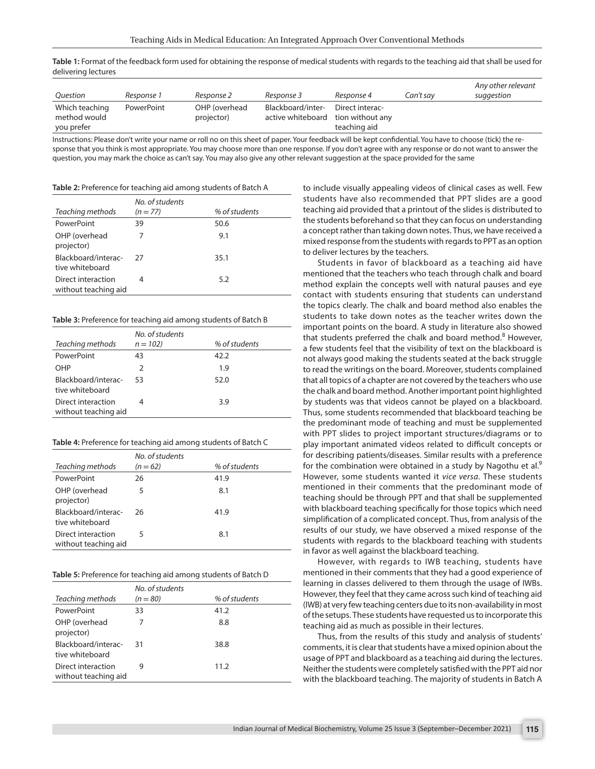**Table 1:** Format of the feedback form used for obtaining the response of medical students with regards to the teaching aid that shall be used for delivering lectures

| *Question* | *Response 1* | *Response 2* | *Response 3* | *Response 4* | *Can't say* | *Any other relevant suggestion* |
|---|---|---|---|---|---|---|
| Which teaching method would you prefer | PowerPoint | OHP (overhead projector) | Blackboard/interactive whiteboard | Direct interaction without any teaching aid | | |

Instructions: Please don't write your name or roll no on this sheet of paper. Your feedback will be kept confidential. You have to choose (tick) the response that you think is most appropriate. You may choose more than one response. If you don't agree with any response or do not want to answer the question, you may mark the choice as can't say. You may also give any other relevant suggestion at the space provided for the same

**Table 2:** Preference for teaching aid among students of Batch A

| *Teaching methods* | *No. of students (n = 77)* | *% of students* |
|---|---|---|
| PowerPoint | 39 | 50.6 |
| OHP (overhead projector) | 7 | 9.1 |
| Blackboard/interactive whiteboard | 27 | 35.1 |
| Direct interaction without teaching aid | 4 | 5.2 |

**Table 3:** Preference for teaching aid among students of Batch B

| *Teaching methods* | *No. of students n = 102)* | *% of students* |
|---|---|---|
| PowerPoint | 43 | 42.2 |
| OHP | 2 | 1.9 |
| Blackboard/interactive whiteboard | 53 | 52.0 |
| Direct interaction without teaching aid | 4 | 3.9 |

**Table 4:** Preference for teaching aid among students of Batch C

| *Teaching methods* | *No. of students (n = 62)* | *% of students* |
|---|---|---|
| PowerPoint | 26 | 41.9 |
| OHP (overhead projector) | 5 | 8.1 |
| Blackboard/interactive whiteboard | 26 | 41.9 |
| Direct interaction without teaching aid | 5 | 8.1 |

**Table 5:** Preference for teaching aid among students of Batch D

| *Teaching methods* | *No. of students (n = 80)* | *% of students* |
|---|---|---|
| PowerPoint | 33 | 41.2 |
| OHP (overhead projector) | 7 | 8.8 |
| Blackboard/interactive whiteboard | 31 | 38.8 |
| Direct interaction without teaching aid | 9 | 11.2 |

to include visually appealing videos of clinical cases as well. Few students have also recommended that PPT slides are a good teaching aid provided that a printout of the slides is distributed to the students beforehand so that they can focus on understanding a concept rather than taking down notes. Thus, we have received a mixed response from the students with regards to PPT as an option to deliver lectures by the teachers.

Students in favor of blackboard as a teaching aid have mentioned that the teachers who teach through chalk and board method explain the concepts well with natural pauses and eye contact with students ensuring that students can understand the topics clearly. The chalk and board method also enables the students to take down notes as the teacher writes down the important points on the board. A study in literature also showed that students preferred the chalk and board method.[8] However, a few students feel that the visibility of text on the blackboard is not always good making the students seated at the back struggle to read the writings on the board. Moreover, students complained that all topics of a chapter are not covered by the teachers who use the chalk and board method. Another important point highlighted by students was that videos cannot be played on a blackboard. Thus, some students recommended that blackboard teaching be the predominant mode of teaching and must be supplemented with PPT slides to project important structures/diagrams or to play important animated videos related to difficult concepts or for describing patients/diseases. Similar results with a preference for the combination were obtained in a study by Nagothu et al.[9] However, some students wanted it *vice versa*. These students mentioned in their comments that the predominant mode of teaching should be through PPT and that shall be supplemented with blackboard teaching specifically for those topics which need simplification of a complicated concept. Thus, from analysis of the results of our study, we have observed a mixed response of the students with regards to the blackboard teaching with students in favor as well against the blackboard teaching.

However, with regards to IWB teaching, students have mentioned in their comments that they had a good experience of learning in classes delivered to them through the usage of IWBs. However, they feel that they came across such kind of teaching aid (IWB) at very few teaching centers due to its non-availability in most of the setups. These students have requested us to incorporate this teaching aid as much as possible in their lectures.

Thus, from the results of this study and analysis of students' comments, it is clear that students have a mixed opinion about the usage of PPT and blackboard as a teaching aid during the lectures. Neither the students were completely satisfied with the PPT aid nor with the blackboard teaching. The majority of students in Batch A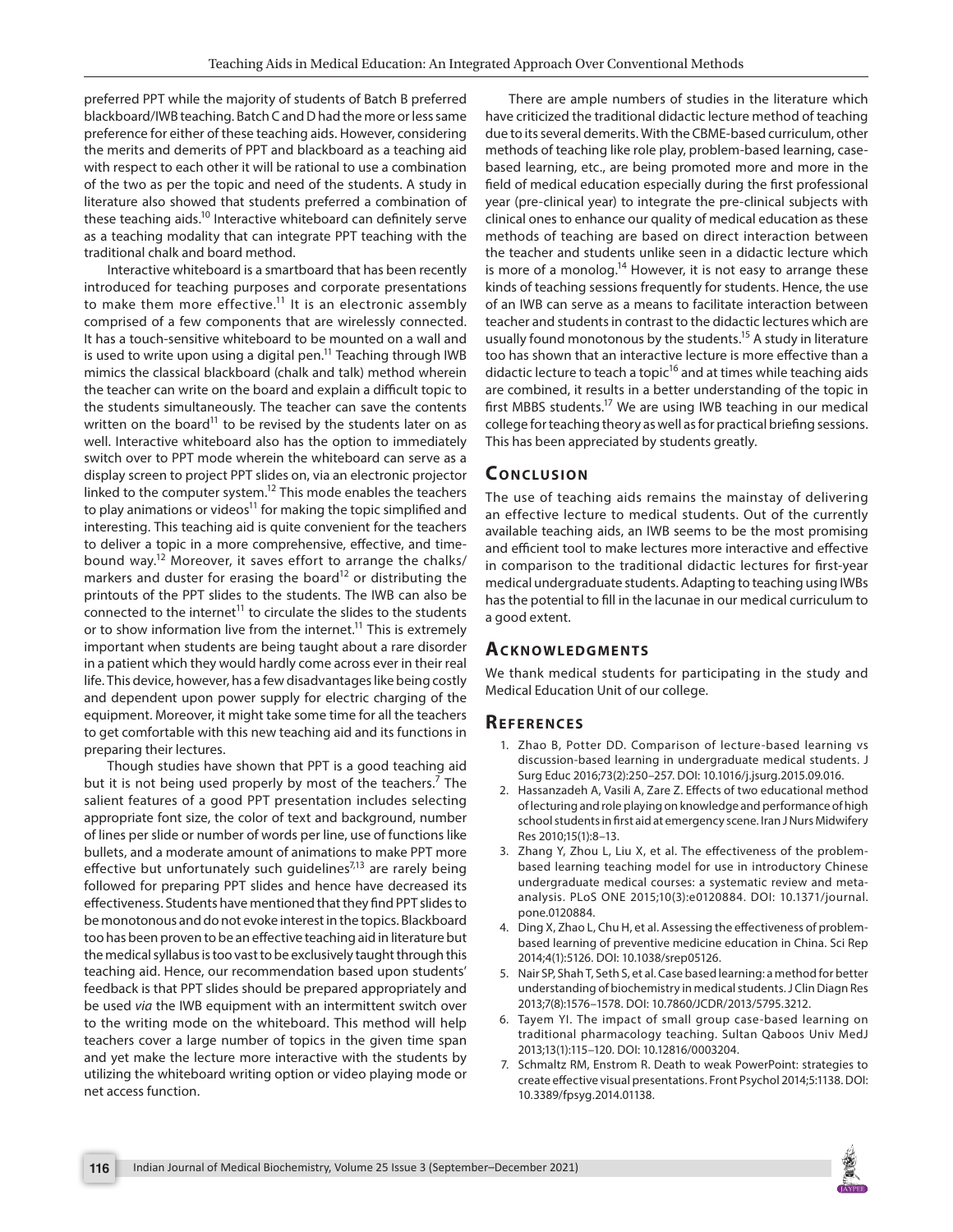preferred PPT while the majority of students of Batch B preferred blackboard/IWB teaching. Batch C and D had the more or less same preference for either of these teaching aids. However, considering the merits and demerits of PPT and blackboard as a teaching aid with respect to each other it will be rational to use a combination of the two as per the topic and need of the students. A study in literature also showed that students preferred a combination of these teaching aids.[10] Interactive whiteboard can definitely serve as a teaching modality that can integrate PPT teaching with the traditional chalk and board method.

Interactive whiteboard is a smartboard that has been recently introduced for teaching purposes and corporate presentations to make them more effective.[11] It is an electronic assembly comprised of a few components that are wirelessly connected. It has a touch-sensitive whiteboard to be mounted on a wall and is used to write upon using a digital pen.[11] Teaching through IWB mimics the classical blackboard (chalk and talk) method wherein the teacher can write on the board and explain a difficult topic to the students simultaneously. The teacher can save the contents written on the board[11] to be revised by the students later on as well. Interactive whiteboard also has the option to immediately switch over to PPT mode wherein the whiteboard can serve as a display screen to project PPT slides on, via an electronic projector linked to the computer system.[12] This mode enables the teachers to play animations or videos[11] for making the topic simplified and interesting. This teaching aid is quite convenient for the teachers to deliver a topic in a more comprehensive, effective, and time-bound way.[12] Moreover, it saves effort to arrange the chalks/markers and duster for erasing the board[12] or distributing the printouts of the PPT slides to the students. The IWB can also be connected to the internet[11] to circulate the slides to the students or to show information live from the internet.[11] This is extremely important when students are being taught about a rare disorder in a patient which they would hardly come across ever in their real life. This device, however, has a few disadvantages like being costly and dependent upon power supply for electric charging of the equipment. Moreover, it might take some time for all the teachers to get comfortable with this new teaching aid and its functions in preparing their lectures.

Though studies have shown that PPT is a good teaching aid but it is not being used properly by most of the teachers.[7] The salient features of a good PPT presentation includes selecting appropriate font size, the color of text and background, number of lines per slide or number of words per line, use of functions like bullets, and a moderate amount of animations to make PPT more effective but unfortunately such guidelines[7,13] are rarely being followed for preparing PPT slides and hence have decreased its effectiveness. Students have mentioned that they find PPT slides to be monotonous and do not evoke interest in the topics. Blackboard too has been proven to be an effective teaching aid in literature but the medical syllabus is too vast to be exclusively taught through this teaching aid. Hence, our recommendation based upon students' feedback is that PPT slides should be prepared appropriately and be used *via* the IWB equipment with an intermittent switch over to the writing mode on the whiteboard. This method will help teachers cover a large number of topics in the given time span and yet make the lecture more interactive with the students by utilizing the whiteboard writing option or video playing mode or net access function.

There are ample numbers of studies in the literature which have criticized the traditional didactic lecture method of teaching due to its several demerits. With the CBME-based curriculum, other methods of teaching like role play, problem-based learning, case-based learning, etc., are being promoted more and more in the field of medical education especially during the first professional year (pre-clinical year) to integrate the pre-clinical subjects with clinical ones to enhance our quality of medical education as these methods of teaching are based on direct interaction between the teacher and students unlike seen in a didactic lecture which is more of a monolog.[14] However, it is not easy to arrange these kinds of teaching sessions frequently for students. Hence, the use of an IWB can serve as a means to facilitate interaction between teacher and students in contrast to the didactic lectures which are usually found monotonous by the students.[15] A study in literature too has shown that an interactive lecture is more effective than a didactic lecture to teach a topic[16] and at times while teaching aids are combined, it results in a better understanding of the topic in first MBBS students.[17] We are using IWB teaching in our medical college for teaching theory as well as for practical briefing sessions. This has been appreciated by students greatly.

## Conclusion

The use of teaching aids remains the mainstay of delivering an effective lecture to medical students. Out of the currently available teaching aids, an IWB seems to be the most promising and efficient tool to make lectures more interactive and effective in comparison to the traditional didactic lectures for first-year medical undergraduate students. Adapting to teaching using IWBs has the potential to fill in the lacunae in our medical curriculum to a good extent.

## Acknowledgments

We thank medical students for participating in the study and Medical Education Unit of our college.

## References

1. Zhao B, Potter DD. Comparison of lecture-based learning vs discussion-based learning in undergraduate medical students. J Surg Educ 2016;73(2):250–257. DOI: 10.1016/j.jsurg.2015.09.016.
2. Hassanzadeh A, Vasili A, Zare Z. Effects of two educational method of lecturing and role playing on knowledge and performance of high school students in first aid at emergency scene. Iran J Nurs Midwifery Res 2010;15(1):8–13.
3. Zhang Y, Zhou L, Liu X, et al. The effectiveness of the problem-based learning teaching model for use in introductory Chinese undergraduate medical courses: a systematic review and meta-analysis. PLoS ONE 2015;10(3):e0120884. DOI: 10.1371/journal.pone.0120884.
4. Ding X, Zhao L, Chu H, et al. Assessing the effectiveness of problem-based learning of preventive medicine education in China. Sci Rep 2014;4(1):5126. DOI: 10.1038/srep05126.
5. Nair SP, Shah T, Seth S, et al. Case based learning: a method for better understanding of biochemistry in medical students. J Clin Diagn Res 2013;7(8):1576–1578. DOI: 10.7860/JCDR/2013/5795.3212.
6. Tayem YI. The impact of small group case-based learning on traditional pharmacology teaching. Sultan Qaboos Univ MedJ 2013;13(1):115–120. DOI: 10.12816/0003204.
7. Schmaltz RM, Enstrom R. Death to weak PowerPoint: strategies to create effective visual presentations. Front Psychol 2014;5:1138. DOI: 10.3389/fpsyg.2014.01138.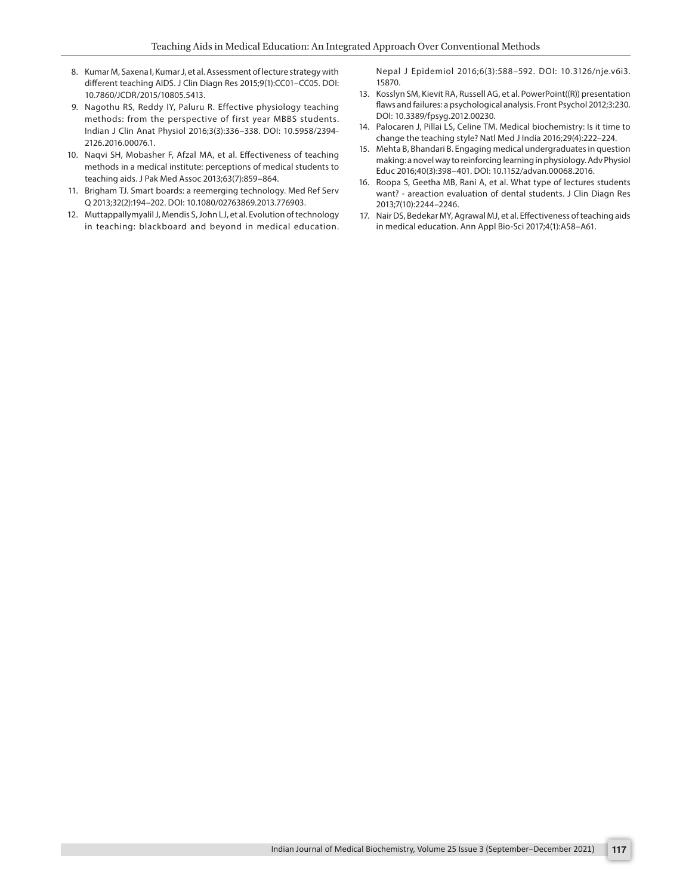8. Kumar M, Saxena I, Kumar J, et al. Assessment of lecture strategy with different teaching AIDS. J Clin Diagn Res 2015;9(1):CC01–CC05. DOI: 10.7860/JCDR/2015/10805.5413.
9. Nagothu RS, Reddy IY, Paluru R. Effective physiology teaching methods: from the perspective of first year MBBS students. Indian J Clin Anat Physiol 2016;3(3):336–338. DOI: 10.5958/2394-2126.2016.00076.1.
10. Naqvi SH, Mobasher F, Afzal MA, et al. Effectiveness of teaching methods in a medical institute: perceptions of medical students to teaching aids. J Pak Med Assoc 2013;63(7):859–864.
11. Brigham TJ. Smart boards: a reemerging technology. Med Ref Serv Q 2013;32(2):194–202. DOI: 10.1080/02763869.2013.776903.
12. Muttappallymyalil J, Mendis S, John LJ, et al. Evolution of technology in teaching: blackboard and beyond in medical education. Nepal J Epidemiol 2016;6(3):588–592. DOI: 10.3126/nje.v6i3.15870.
13. Kosslyn SM, Kievit RA, Russell AG, et al. PowerPoint((R)) presentation flaws and failures: a psychological analysis. Front Psychol 2012;3:230. DOI: 10.3389/fpsyg.2012.00230.
14. Palocaren J, Pillai LS, Celine TM. Medical biochemistry: Is it time to change the teaching style? Natl Med J India 2016;29(4):222–224.
15. Mehta B, Bhandari B. Engaging medical undergraduates in question making: a novel way to reinforcing learning in physiology. Adv Physiol Educ 2016;40(3):398–401. DOI: 10.1152/advan.00068.2016.
16. Roopa S, Geetha MB, Rani A, et al. What type of lectures students want? - areaction evaluation of dental students. J Clin Diagn Res 2013;7(10):2244–2246.
17. Nair DS, Bedekar MY, Agrawal MJ, et al. Effectiveness of teaching aids in medical education. Ann Appl Bio-Sci 2017;4(1):A58–A61.